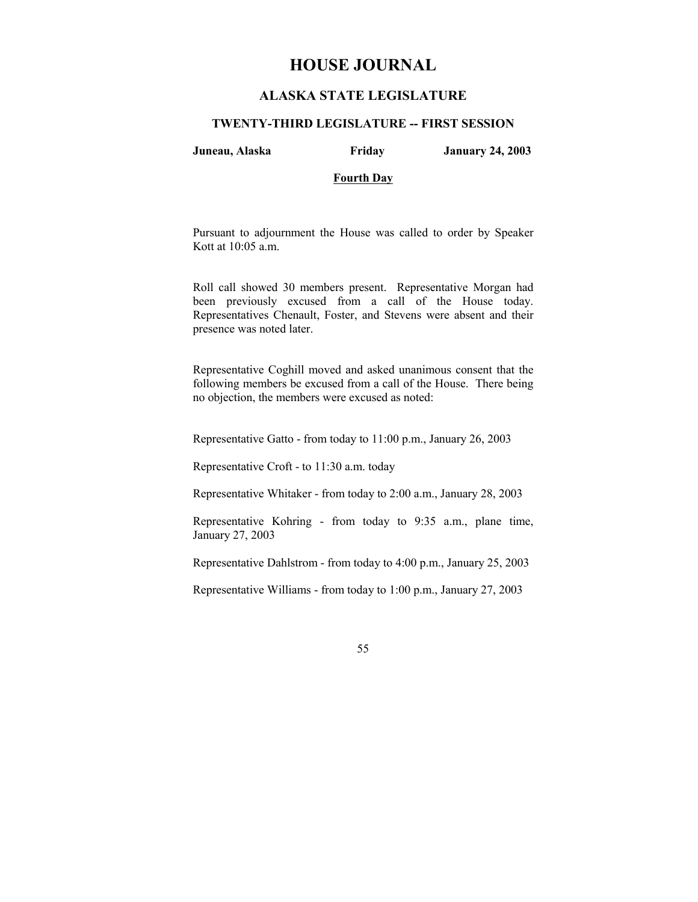# HOUSE JOURNAL

## ALASKA STATE LEGISLATURE

### TWENTY-THIRD LEGISLATURE -- FIRST SESSION

**Juneau, Alaska** **Friday** **January 24, 2003**

**Fourth Day**

Pursuant to adjournment the House was called to order by Speaker Kott at 10:05 a.m.

Roll call showed 30 members present. Representative Morgan had been previously excused from a call of the House today. Representatives Chenault, Foster, and Stevens were absent and their presence was noted later.

Representative Coghill moved and asked unanimous consent that the following members be excused from a call of the House. There being no objection, the members were excused as noted:

Representative Gatto - from today to 11:00 p.m., January 26, 2003

Representative Croft - to 11:30 a.m. today

Representative Whitaker - from today to 2:00 a.m., January 28, 2003

Representative Kohring - from today to 9:35 a.m., plane time, January 27, 2003

Representative Dahlstrom - from today to 4:00 p.m., January 25, 2003

Representative Williams - from today to 1:00 p.m., January 27, 2003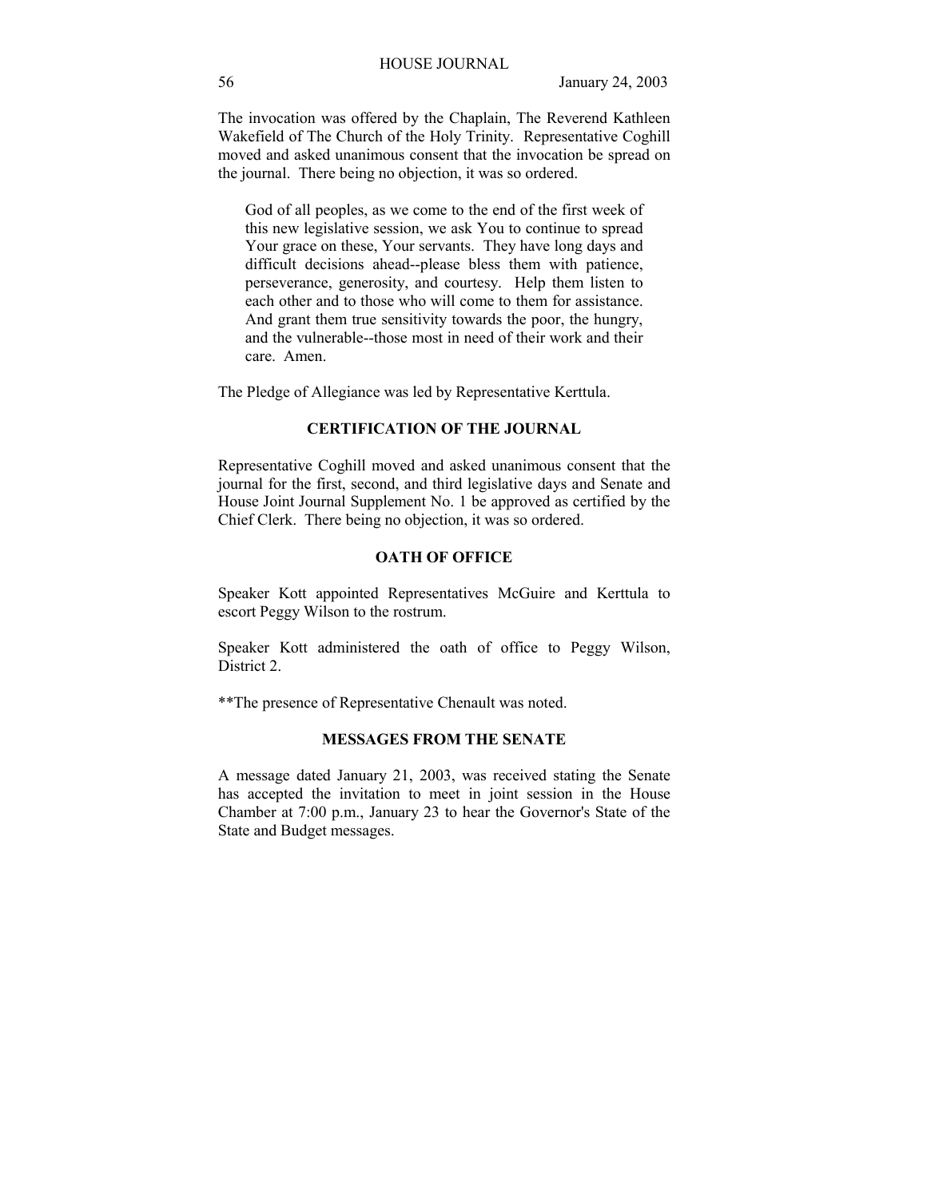The invocation was offered by the Chaplain, The Reverend Kathleen Wakefield of The Church of the Holy Trinity. Representative Coghill moved and asked unanimous consent that the invocation be spread on the journal. There being no objection, it was so ordered.

> God of all peoples, as we come to the end of the first week of this new legislative session, we ask You to continue to spread Your grace on these, Your servants. They have long days and difficult decisions ahead--please bless them with patience, perseverance, generosity, and courtesy. Help them listen to each other and to those who will come to them for assistance. And grant them true sensitivity towards the poor, the hungry, and the vulnerable--those most in need of their work and their care. Amen.

The Pledge of Allegiance was led by Representative Kerttula.

## CERTIFICATION OF THE JOURNAL

Representative Coghill moved and asked unanimous consent that the journal for the first, second, and third legislative days and Senate and House Joint Journal Supplement No. 1 be approved as certified by the Chief Clerk. There being no objection, it was so ordered.

## OATH OF OFFICE

Speaker Kott appointed Representatives McGuire and Kerttula to escort Peggy Wilson to the rostrum.

Speaker Kott administered the oath of office to Peggy Wilson, District 2.

**The presence of Representative Chenault was noted.

## MESSAGES FROM THE SENATE

A message dated January 21, 2003, was received stating the Senate has accepted the invitation to meet in joint session in the House Chamber at 7:00 p.m., January 23 to hear the Governor's State of the State and Budget messages.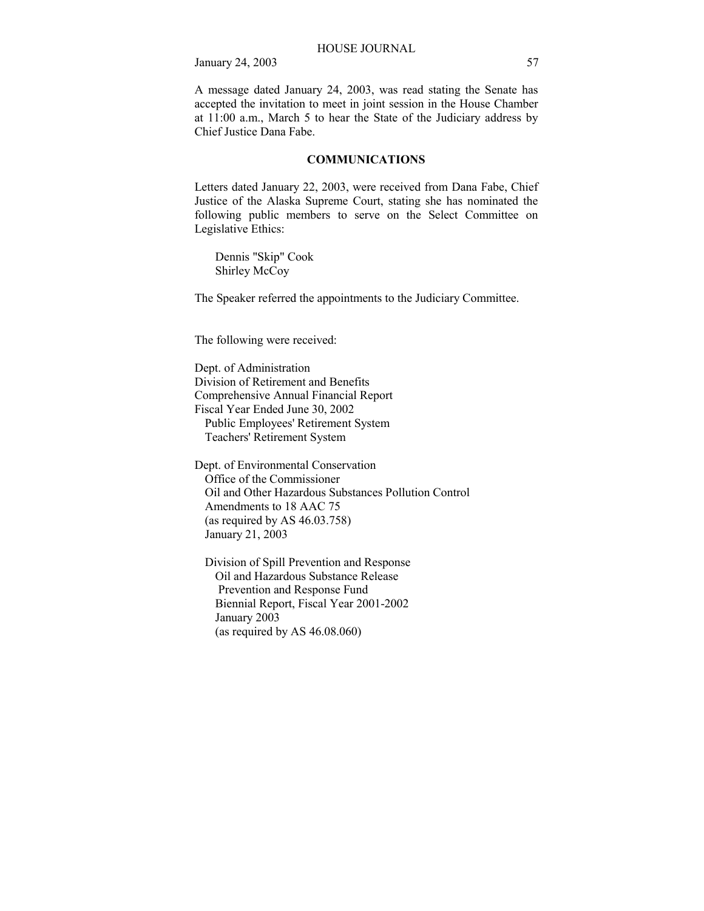A message dated January 24, 2003, was read stating the Senate has accepted the invitation to meet in joint session in the House Chamber at 11:00 a.m., March 5 to hear the State of the Judiciary address by Chief Justice Dana Fabe.

## COMMUNICATIONS

Letters dated January 22, 2003, were received from Dana Fabe, Chief Justice of the Alaska Supreme Court, stating she has nominated the following public members to serve on the Select Committee on Legislative Ethics:

Dennis "Skip" Cook
Shirley McCoy

The Speaker referred the appointments to the Judiciary Committee.

The following were received:

Dept. of Administration
Division of Retirement and Benefits
Comprehensive Annual Financial Report
Fiscal Year Ended June 30, 2002
Public Employees' Retirement System
Teachers' Retirement System

Dept. of Environmental Conservation
Office of the Commissioner
Oil and Other Hazardous Substances Pollution Control
Amendments to 18 AAC 75
(as required by AS 46.03.758)
January 21, 2003

Division of Spill Prevention and Response
Oil and Hazardous Substance Release
Prevention and Response Fund
Biennial Report, Fiscal Year 2001-2002
January 2003
(as required by AS 46.08.060)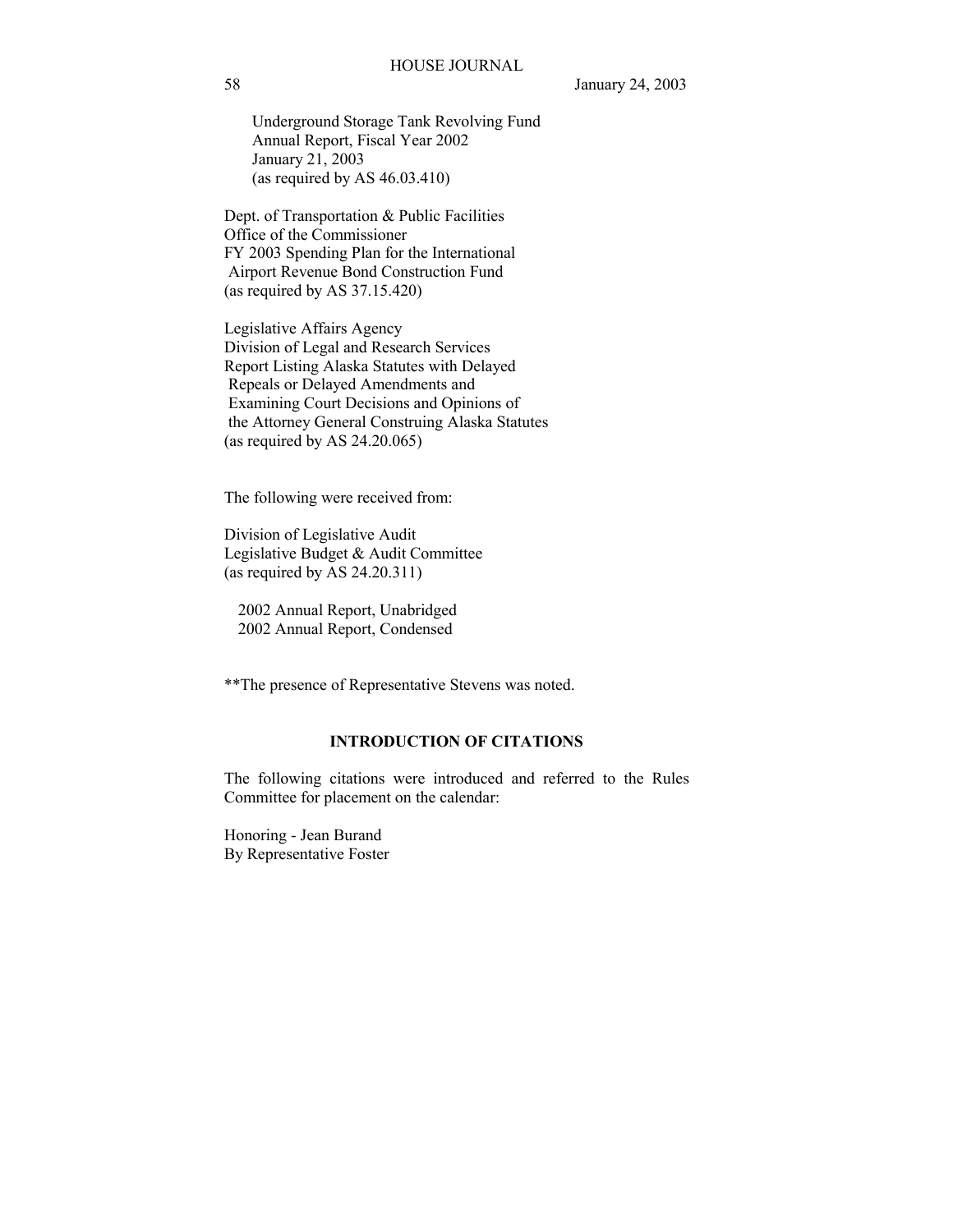Underground Storage Tank Revolving Fund
Annual Report, Fiscal Year 2002
January 21, 2003
(as required by AS 46.03.410)

Dept. of Transportation & Public Facilities
Office of the Commissioner
FY 2003 Spending Plan for the International
Airport Revenue Bond Construction Fund
(as required by AS 37.15.420)

Legislative Affairs Agency
Division of Legal and Research Services
Report Listing Alaska Statutes with Delayed
Repeals or Delayed Amendments and
Examining Court Decisions and Opinions of
the Attorney General Construing Alaska Statutes
(as required by AS 24.20.065)

The following were received from:

Division of Legislative Audit
Legislative Budget & Audit Committee
(as required by AS 24.20.311)

2002 Annual Report, Unabridged
2002 Annual Report, Condensed

**The presence of Representative Stevens was noted.

## INTRODUCTION OF CITATIONS

The following citations were introduced and referred to the Rules Committee for placement on the calendar:

Honoring - Jean Burand
By Representative Foster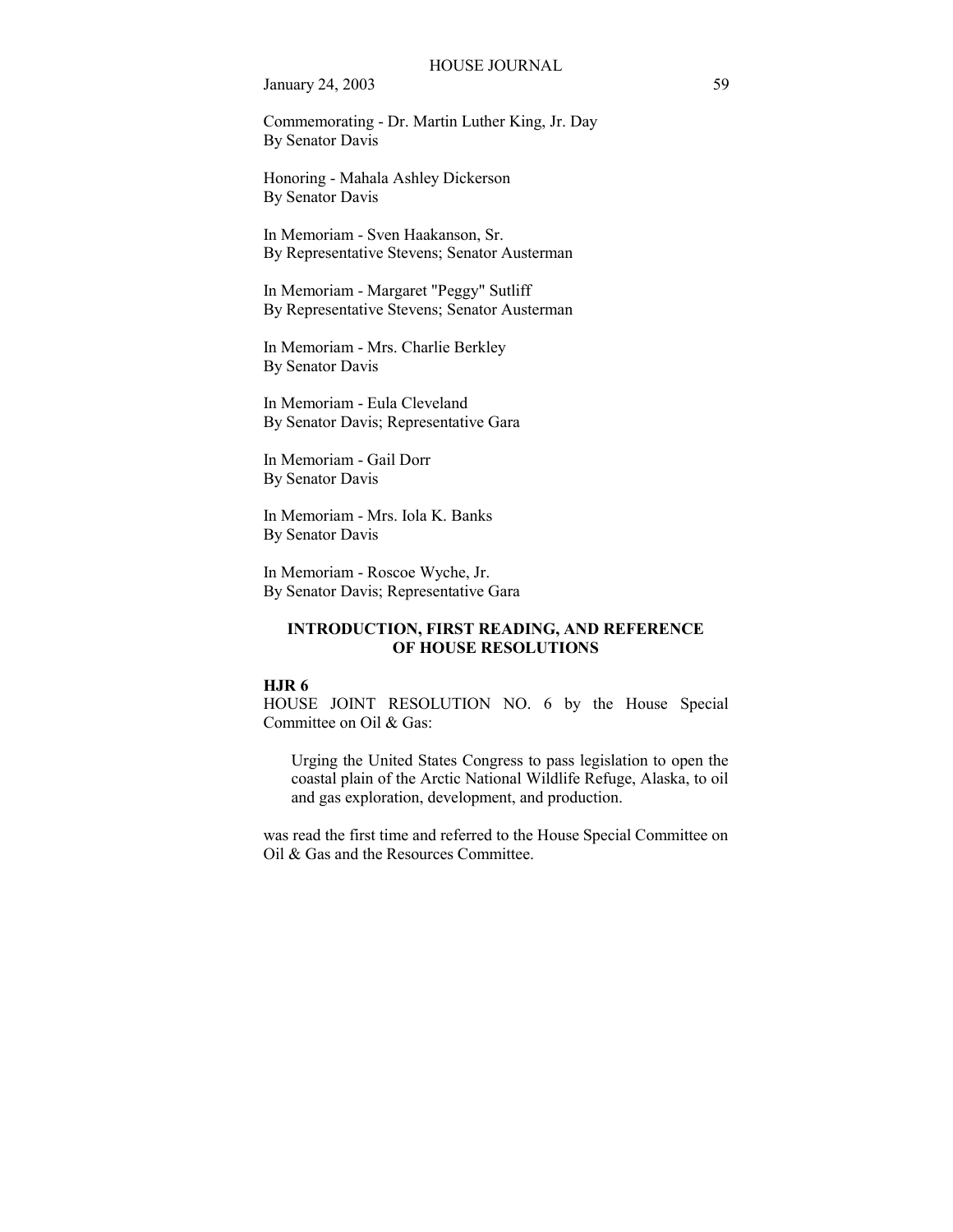Commemorating - Dr. Martin Luther King, Jr. Day
By Senator Davis

Honoring - Mahala Ashley Dickerson
By Senator Davis

In Memoriam - Sven Haakanson, Sr.
By Representative Stevens; Senator Austerman

In Memoriam - Margaret "Peggy" Sutliff
By Representative Stevens; Senator Austerman

In Memoriam - Mrs. Charlie Berkley
By Senator Davis

In Memoriam - Eula Cleveland
By Senator Davis; Representative Gara

In Memoriam - Gail Dorr
By Senator Davis

In Memoriam - Mrs. Iola K. Banks
By Senator Davis

In Memoriam - Roscoe Wyche, Jr.
By Senator Davis; Representative Gara

## INTRODUCTION, FIRST READING, AND REFERENCE OF HOUSE RESOLUTIONS

**HJR 6**

HOUSE JOINT RESOLUTION NO. 6 by the House Special Committee on Oil & Gas:

> Urging the United States Congress to pass legislation to open the coastal plain of the Arctic National Wildlife Refuge, Alaska, to oil and gas exploration, development, and production.

was read the first time and referred to the House Special Committee on Oil & Gas and the Resources Committee.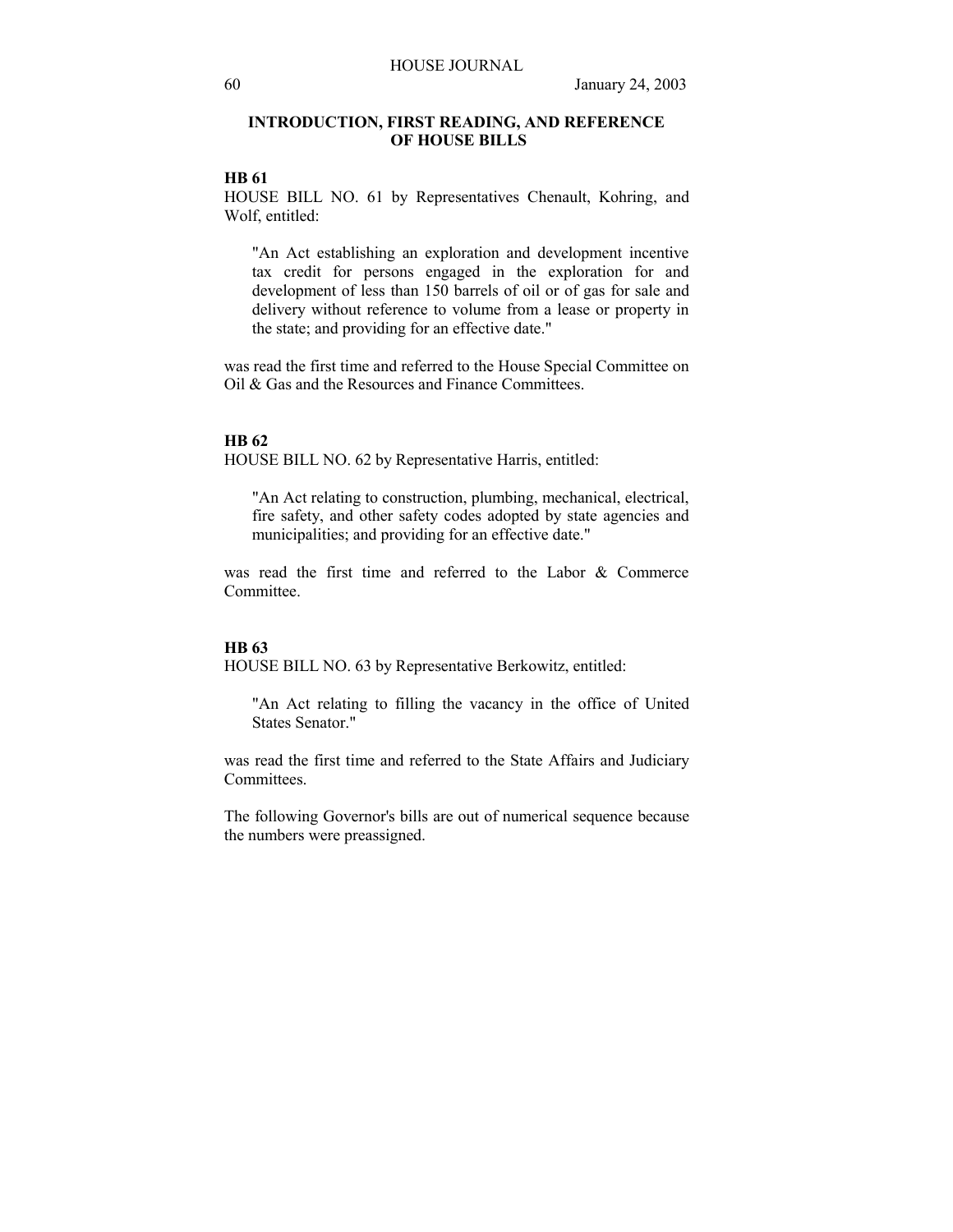## INTRODUCTION, FIRST READING, AND REFERENCE OF HOUSE BILLS

### HB 61

HOUSE BILL NO. 61 by Representatives Chenault, Kohring, and Wolf, entitled:

> "An Act establishing an exploration and development incentive tax credit for persons engaged in the exploration for and development of less than 150 barrels of oil or of gas for sale and delivery without reference to volume from a lease or property in the state; and providing for an effective date."

was read the first time and referred to the House Special Committee on Oil & Gas and the Resources and Finance Committees.

### HB 62

HOUSE BILL NO. 62 by Representative Harris, entitled:

> "An Act relating to construction, plumbing, mechanical, electrical, fire safety, and other safety codes adopted by state agencies and municipalities; and providing for an effective date."

was read the first time and referred to the Labor & Commerce Committee.

### HB 63

HOUSE BILL NO. 63 by Representative Berkowitz, entitled:

> "An Act relating to filling the vacancy in the office of United States Senator."

was read the first time and referred to the State Affairs and Judiciary Committees.

The following Governor's bills are out of numerical sequence because the numbers were preassigned.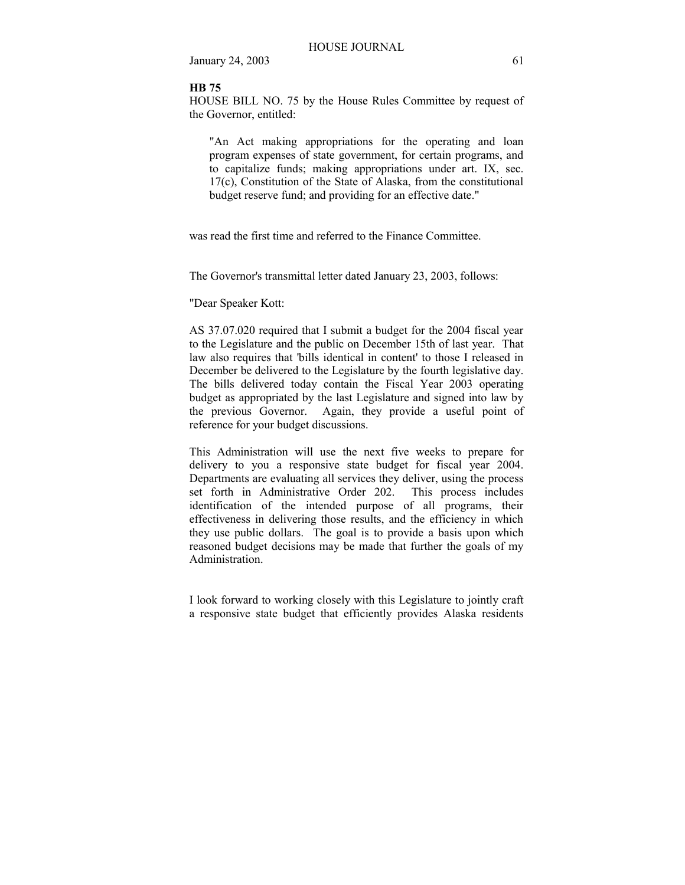**HB 75**

HOUSE BILL NO. 75 by the House Rules Committee by request of the Governor, entitled:

> "An Act making appropriations for the operating and loan program expenses of state government, for certain programs, and to capitalize funds; making appropriations under art. IX, sec. 17(c), Constitution of the State of Alaska, from the constitutional budget reserve fund; and providing for an effective date."

was read the first time and referred to the Finance Committee.

The Governor's transmittal letter dated January 23, 2003, follows:

"Dear Speaker Kott:

AS 37.07.020 required that I submit a budget for the 2004 fiscal year to the Legislature and the public on December 15th of last year. That law also requires that 'bills identical in content' to those I released in December be delivered to the Legislature by the fourth legislative day. The bills delivered today contain the Fiscal Year 2003 operating budget as appropriated by the last Legislature and signed into law by the previous Governor. Again, they provide a useful point of reference for your budget discussions.

This Administration will use the next five weeks to prepare for delivery to you a responsive state budget for fiscal year 2004. Departments are evaluating all services they deliver, using the process set forth in Administrative Order 202. This process includes identification of the intended purpose of all programs, their effectiveness in delivering those results, and the efficiency in which they use public dollars. The goal is to provide a basis upon which reasoned budget decisions may be made that further the goals of my Administration.

I look forward to working closely with this Legislature to jointly craft a responsive state budget that efficiently provides Alaska residents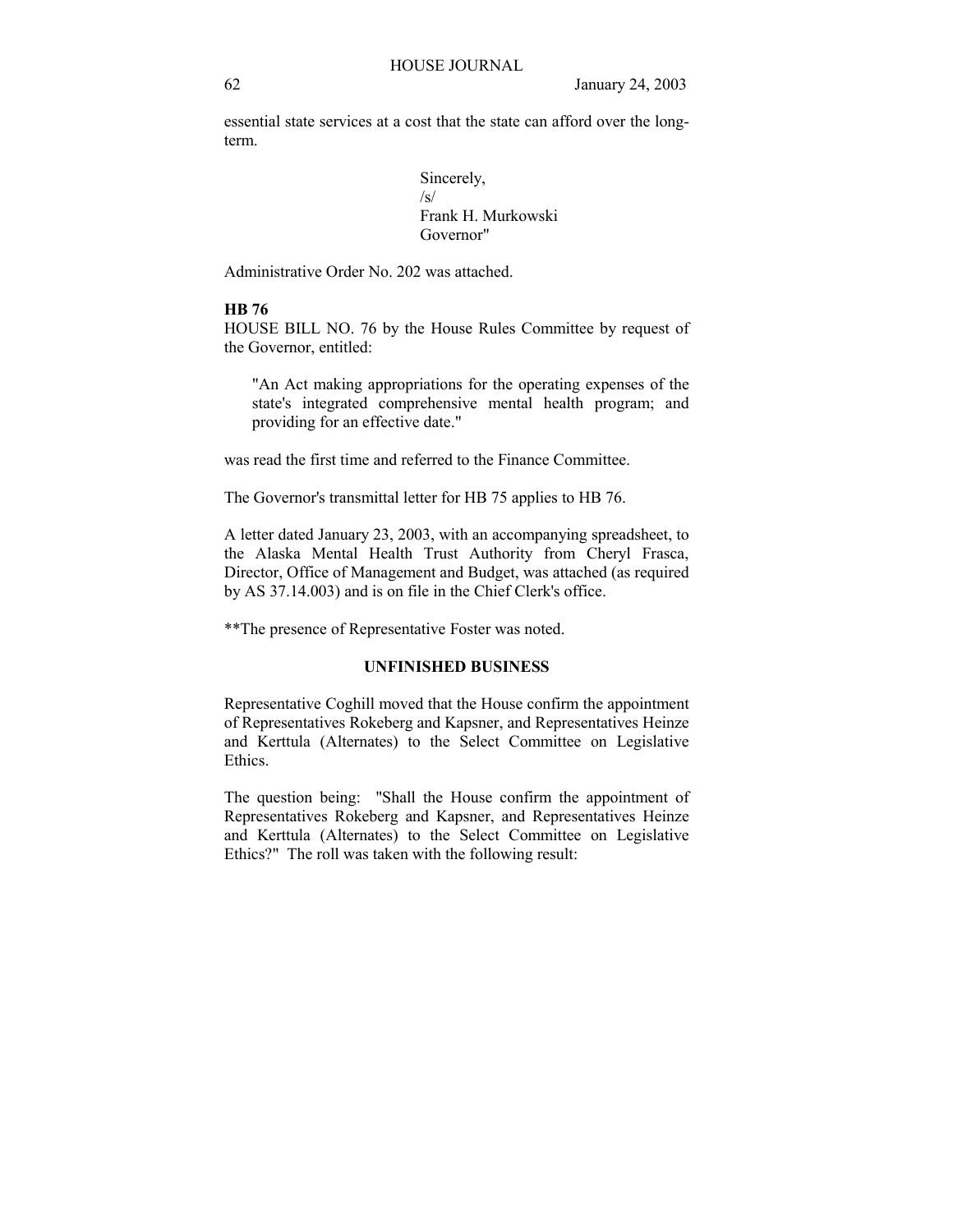essential state services at a cost that the state can afford over the long-term.

Sincerely,
/s/
Frank H. Murkowski
Governor"

Administrative Order No. 202 was attached.

**HB 76**

HOUSE BILL NO. 76 by the House Rules Committee by request of the Governor, entitled:

"An Act making appropriations for the operating expenses of the state's integrated comprehensive mental health program; and providing for an effective date."

was read the first time and referred to the Finance Committee.

The Governor's transmittal letter for HB 75 applies to HB 76.

A letter dated January 23, 2003, with an accompanying spreadsheet, to the Alaska Mental Health Trust Authority from Cheryl Frasca, Director, Office of Management and Budget, was attached (as required by AS 37.14.003) and is on file in the Chief Clerk's office.

**The presence of Representative Foster was noted.

## UNFINISHED BUSINESS

Representative Coghill moved that the House confirm the appointment of Representatives Rokeberg and Kapsner, and Representatives Heinze and Kerttula (Alternates) to the Select Committee on Legislative Ethics.

The question being: "Shall the House confirm the appointment of Representatives Rokeberg and Kapsner, and Representatives Heinze and Kerttula (Alternates) to the Select Committee on Legislative Ethics?" The roll was taken with the following result: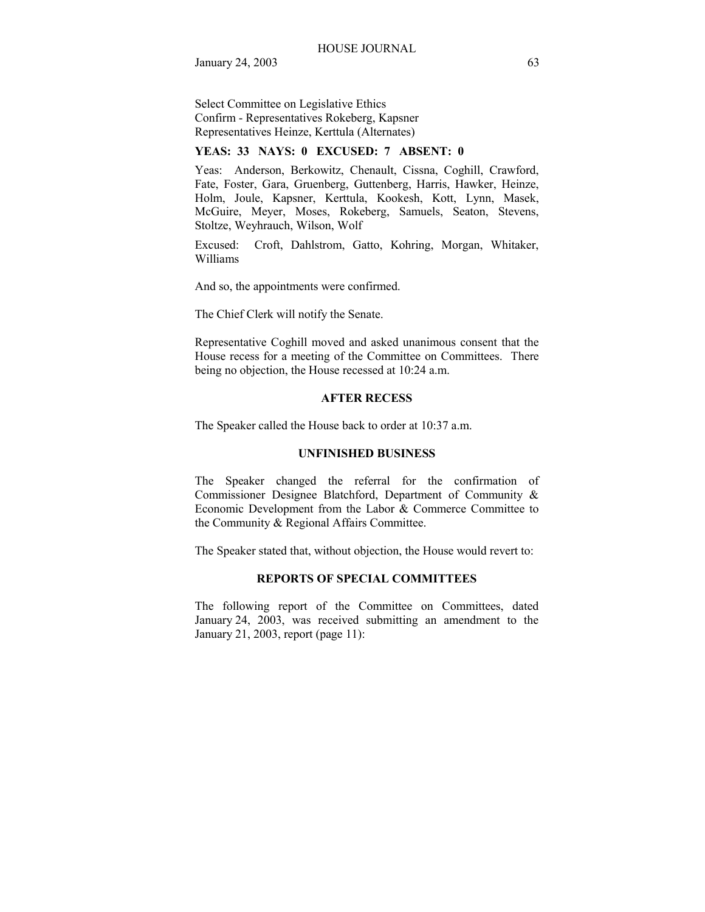Select Committee on Legislative Ethics
Confirm - Representatives Rokeberg, Kapsner
Representatives Heinze, Kerttula (Alternates)

**YEAS: 33 NAYS: 0 EXCUSED: 7 ABSENT: 0**

Yeas: Anderson, Berkowitz, Chenault, Cissna, Coghill, Crawford, Fate, Foster, Gara, Gruenberg, Guttenberg, Harris, Hawker, Heinze, Holm, Joule, Kapsner, Kerttula, Kookesh, Kott, Lynn, Masek, McGuire, Meyer, Moses, Rokeberg, Samuels, Seaton, Stevens, Stoltze, Weyhrauch, Wilson, Wolf

Excused: Croft, Dahlstrom, Gatto, Kohring, Morgan, Whitaker, Williams

And so, the appointments were confirmed.

The Chief Clerk will notify the Senate.

Representative Coghill moved and asked unanimous consent that the House recess for a meeting of the Committee on Committees. There being no objection, the House recessed at 10:24 a.m.

**AFTER RECESS**

The Speaker called the House back to order at 10:37 a.m.

**UNFINISHED BUSINESS**

The Speaker changed the referral for the confirmation of Commissioner Designee Blatchford, Department of Community & Economic Development from the Labor & Commerce Committee to the Community & Regional Affairs Committee.

The Speaker stated that, without objection, the House would revert to:

**REPORTS OF SPECIAL COMMITTEES**

The following report of the Committee on Committees, dated January 24, 2003, was received submitting an amendment to the January 21, 2003, report (page 11):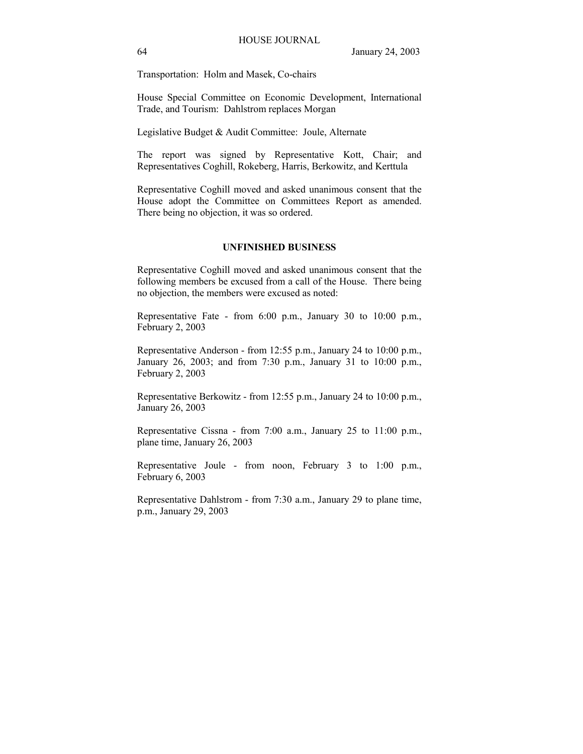Transportation: Holm and Masek, Co-chairs

House Special Committee on Economic Development, International Trade, and Tourism: Dahlstrom replaces Morgan

Legislative Budget & Audit Committee: Joule, Alternate

The report was signed by Representative Kott, Chair; and Representatives Coghill, Rokeberg, Harris, Berkowitz, and Kerttula

Representative Coghill moved and asked unanimous consent that the House adopt the Committee on Committees Report as amended. There being no objection, it was so ordered.

## UNFINISHED BUSINESS

Representative Coghill moved and asked unanimous consent that the following members be excused from a call of the House. There being no objection, the members were excused as noted:

Representative Fate - from 6:00 p.m., January 30 to 10:00 p.m., February 2, 2003

Representative Anderson - from 12:55 p.m., January 24 to 10:00 p.m., January 26, 2003; and from 7:30 p.m., January 31 to 10:00 p.m., February 2, 2003

Representative Berkowitz - from 12:55 p.m., January 24 to 10:00 p.m., January 26, 2003

Representative Cissna - from 7:00 a.m., January 25 to 11:00 p.m., plane time, January 26, 2003

Representative Joule - from noon, February 3 to 1:00 p.m., February 6, 2003

Representative Dahlstrom - from 7:30 a.m., January 29 to plane time, p.m., January 29, 2003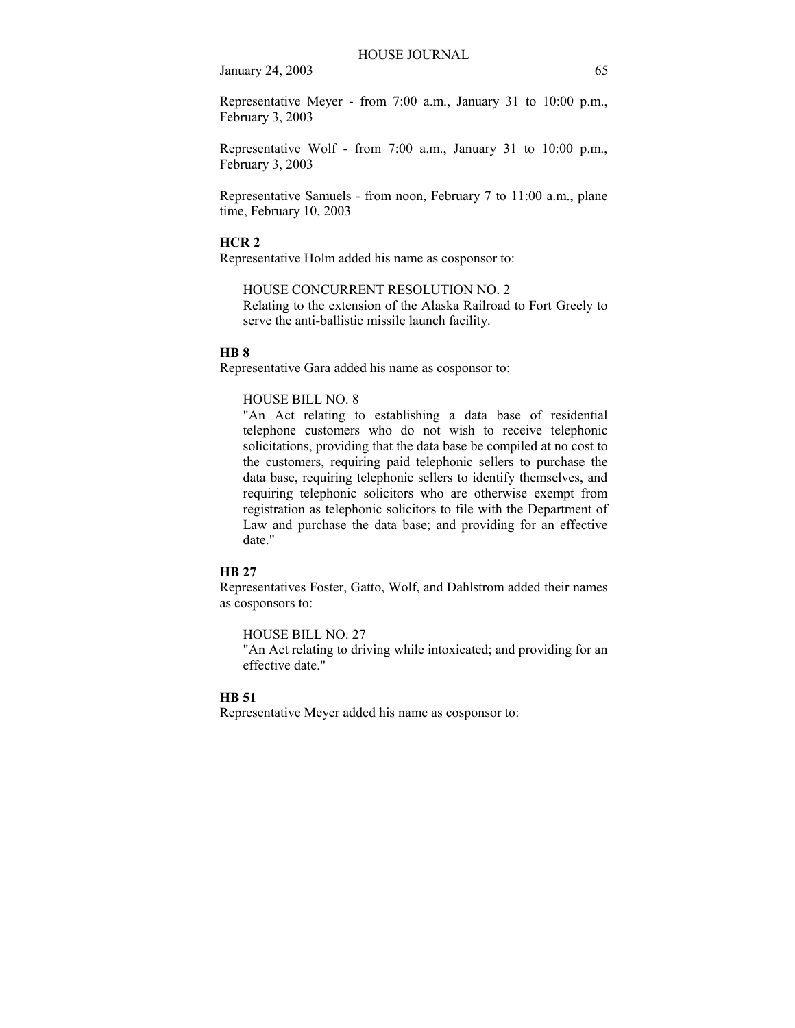Representative Meyer - from 7:00 a.m., January 31 to 10:00 p.m., February 3, 2003

Representative Wolf - from 7:00 a.m., January 31 to 10:00 p.m., February 3, 2003

Representative Samuels - from noon, February 7 to 11:00 a.m., plane time, February 10, 2003

**HCR 2**

Representative Holm added his name as cosponsor to:

> HOUSE CONCURRENT RESOLUTION NO. 2
> Relating to the extension of the Alaska Railroad to Fort Greely to serve the anti-ballistic missile launch facility.

**HB 8**

Representative Gara added his name as cosponsor to:

> HOUSE BILL NO. 8
> "An Act relating to establishing a data base of residential telephone customers who do not wish to receive telephonic solicitations, providing that the data base be compiled at no cost to the customers, requiring paid telephonic sellers to purchase the data base, requiring telephonic sellers to identify themselves, and requiring telephonic solicitors who are otherwise exempt from registration as telephonic solicitors to file with the Department of Law and purchase the data base; and providing for an effective date."

**HB 27**

Representatives Foster, Gatto, Wolf, and Dahlstrom added their names as cosponsors to:

> HOUSE BILL NO. 27
> "An Act relating to driving while intoxicated; and providing for an effective date."

**HB 51**

Representative Meyer added his name as cosponsor to: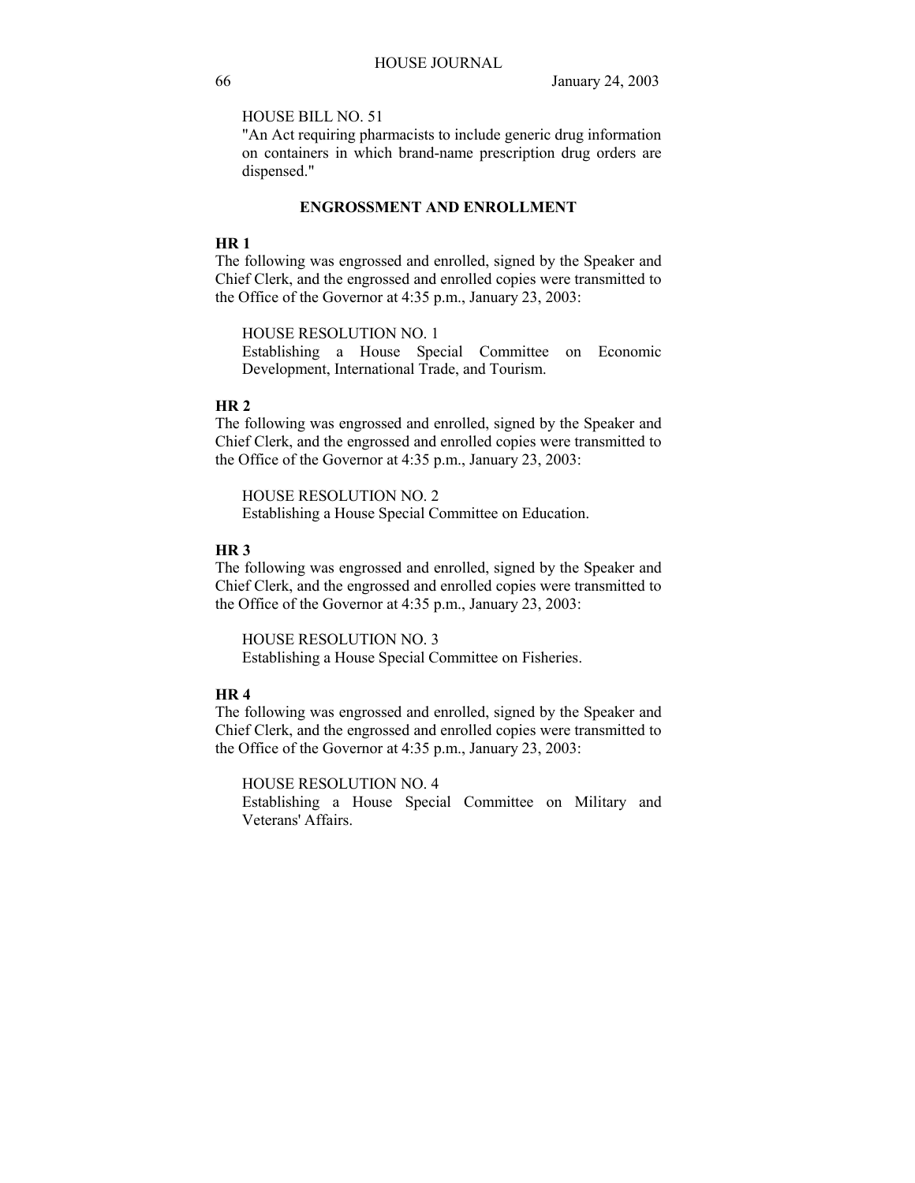HOUSE BILL NO. 51

"An Act requiring pharmacists to include generic drug information on containers in which brand-name prescription drug orders are dispensed."

## ENGROSSMENT AND ENROLLMENT

**HR 1**

The following was engrossed and enrolled, signed by the Speaker and Chief Clerk, and the engrossed and enrolled copies were transmitted to the Office of the Governor at 4:35 p.m., January 23, 2003:

HOUSE RESOLUTION NO. 1

Establishing a House Special Committee on Economic Development, International Trade, and Tourism.

**HR 2**

The following was engrossed and enrolled, signed by the Speaker and Chief Clerk, and the engrossed and enrolled copies were transmitted to the Office of the Governor at 4:35 p.m., January 23, 2003:

HOUSE RESOLUTION NO. 2

Establishing a House Special Committee on Education.

**HR 3**

The following was engrossed and enrolled, signed by the Speaker and Chief Clerk, and the engrossed and enrolled copies were transmitted to the Office of the Governor at 4:35 p.m., January 23, 2003:

HOUSE RESOLUTION NO. 3

Establishing a House Special Committee on Fisheries.

**HR 4**

The following was engrossed and enrolled, signed by the Speaker and Chief Clerk, and the engrossed and enrolled copies were transmitted to the Office of the Governor at 4:35 p.m., January 23, 2003:

HOUSE RESOLUTION NO. 4

Establishing a House Special Committee on Military and Veterans' Affairs.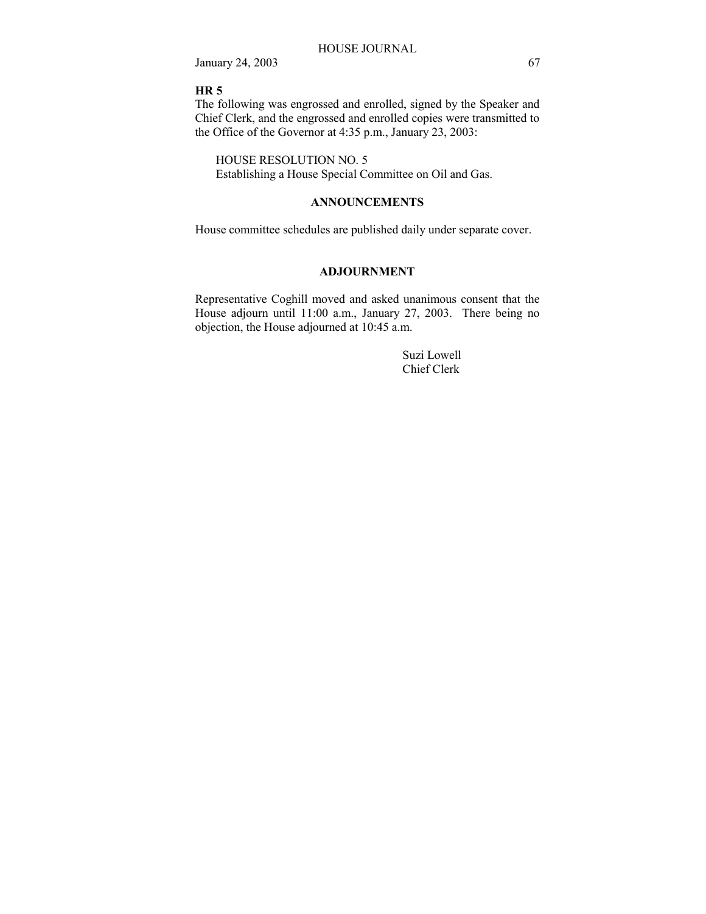**HR 5**

The following was engrossed and enrolled, signed by the Speaker and Chief Clerk, and the engrossed and enrolled copies were transmitted to the Office of the Governor at 4:35 p.m., January 23, 2003:

HOUSE RESOLUTION NO. 5
Establishing a House Special Committee on Oil and Gas.

## ANNOUNCEMENTS

House committee schedules are published daily under separate cover.

## ADJOURNMENT

Representative Coghill moved and asked unanimous consent that the House adjourn until 11:00 a.m., January 27, 2003. There being no objection, the House adjourned at 10:45 a.m.

Suzi Lowell
Chief Clerk